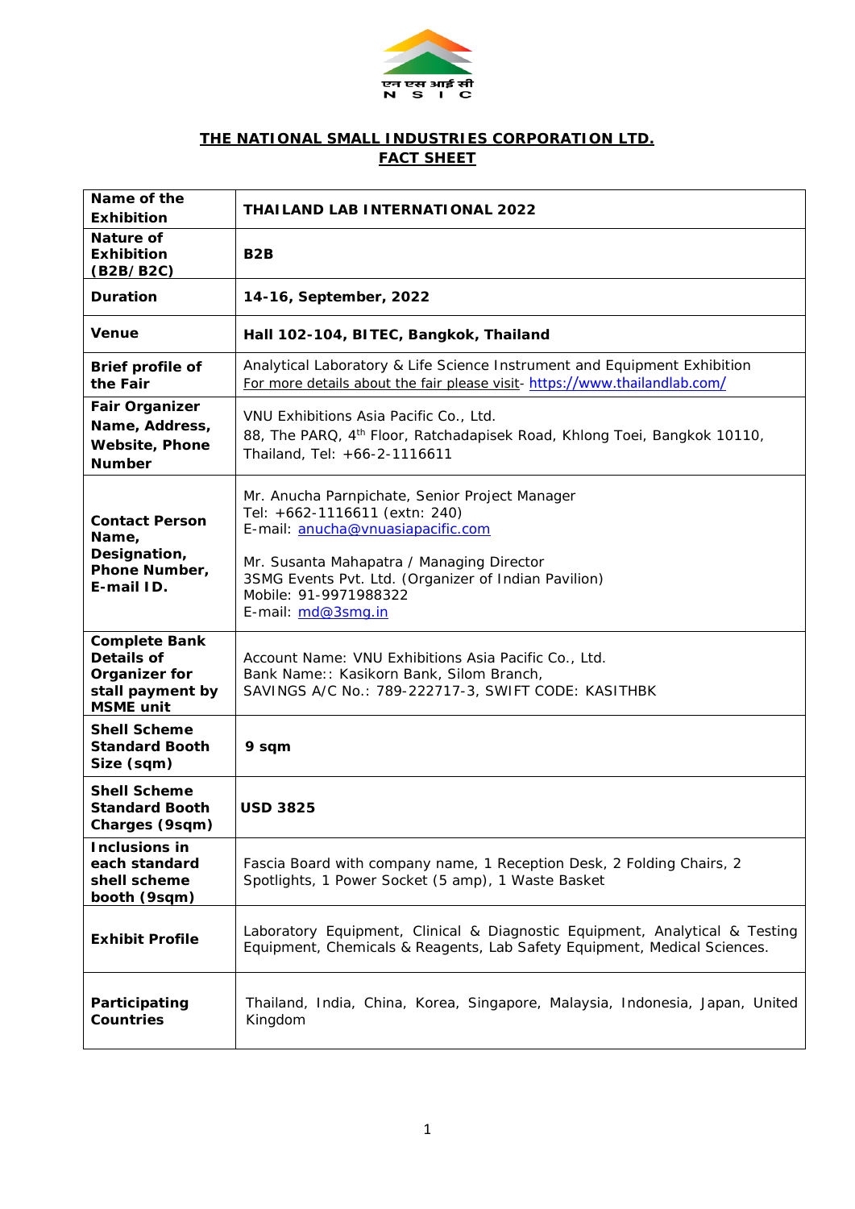## THE NATIONAL SMALL INDUSTRIES CORPORATION LTD.
## FACT SHEET

| | |
|---|---|
| **Name of the Exhibition** | **THAILAND LAB INTERNATIONAL 2022** |
| **Nature of Exhibition (B2B/B2C)** | **B2B** |
| **Duration** | **14-16, September, 2022** |
| **Venue** | **Hall 102-104, BITEC, Bangkok, Thailand** |
| **Brief profile of the Fair** | Analytical Laboratory & Life Science Instrument and Equipment Exhibition<br>For more details about the fair please visit- https://www.thailandlab.com/ |
| **Fair Organizer Name, Address, Website, Phone Number** | VNU Exhibitions Asia Pacific Co., Ltd.<br>88, The PARQ, 4th Floor, Ratchadapisek Road, Khlong Toei, Bangkok 10110, Thailand, Tel: +66-2-1116611 |
| **Contact Person Name, Designation, Phone Number, E-mail ID.** | Mr. Anucha Parnpichate, Senior Project Manager<br>Tel: +662-1116611 (extn: 240)<br>E-mail: anucha@vnuasiapacific.com<br><br>Mr. Susanta Mahapatra / Managing Director<br>3SMG Events Pvt. Ltd. (Organizer of Indian Pavilion)<br>Mobile: 91-9971988322<br>E-mail: md@3smg.in |
| **Complete Bank Details of Organizer for stall payment by MSME unit** | Account Name: VNU Exhibitions Asia Pacific Co., Ltd.<br>Bank Name:: Kasikorn Bank, Silom Branch,<br>SAVINGS A/C No.: 789-222717-3, SWIFT CODE: KASITHBK |
| **Shell Scheme Standard Booth Size (sqm)** | **9 sqm** |
| **Shell Scheme Standard Booth Charges (9sqm)** | **USD 3825** |
| **Inclusions in each standard shell scheme booth (9sqm)** | Fascia Board with company name, 1 Reception Desk, 2 Folding Chairs, 2 Spotlights, 1 Power Socket (5 amp), 1 Waste Basket |
| **Exhibit Profile** | Laboratory Equipment, Clinical & Diagnostic Equipment, Analytical & Testing Equipment, Chemicals & Reagents, Lab Safety Equipment, Medical Sciences. |
| **Participating Countries** | Thailand, India, China, Korea, Singapore, Malaysia, Indonesia, Japan, United Kingdom |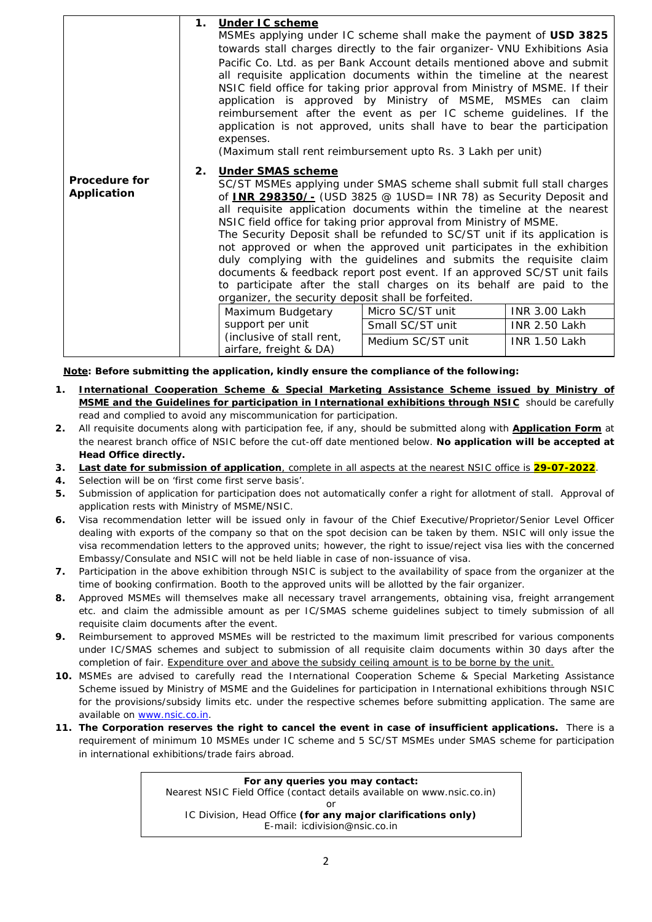| | | |
|---|---|---|
| **Procedure for Application** | 1. | **Under IC scheme**<br>MSMEs applying under IC scheme shall make the payment of **USD 3825** towards stall charges directly to the fair organizer- VNU Exhibitions Asia Pacific Co. Ltd. as per Bank Account details mentioned above and submit all requisite application documents within the timeline at the nearest NSIC field office for taking prior approval from Ministry of MSME. If their application is approved by Ministry of MSME, MSMEs can claim reimbursement after the event as per IC scheme guidelines. If the application is not approved, units shall have to bear the participation expenses.<br>(Maximum stall rent reimbursement upto Rs. 3 Lakh per unit) |
| | 2. | **Under SMAS scheme**<br>SC/ST MSMEs applying under SMAS scheme shall submit full stall charges of **INR 298350/-** (USD 3825 @ 1USD= INR 78) as Security Deposit and all requisite application documents within the timeline at the nearest NSIC field office for taking prior approval from Ministry of MSME.<br>The Security Deposit shall be refunded to SC/ST unit if its application is not approved or when the approved unit participates in the exhibition duly complying with the guidelines and submits the requisite claim documents & feedback report post event. If an approved SC/ST unit fails to participate after the stall charges on its behalf are paid to the organizer, the security deposit shall be forfeited. |

| Maximum Budgetary support per unit (inclusive of stall rent, airfare, freight & DA) | Micro SC/ST unit | INR 3.00 Lakh |
|---|---|---|
| | Small SC/ST unit | INR 2.50 Lakh |
| | Medium SC/ST unit | INR 1.50 Lakh |

**Note: Before submitting the application, kindly ensure the compliance of the following:**

1. **International Cooperation Scheme & Special Marketing Assistance Scheme issued by Ministry of MSME and the Guidelines for participation in International exhibitions through NSIC** should be carefully read and complied to avoid any miscommunication for participation.
2. All requisite documents along with participation fee, if any, should be submitted along with **Application Form** at the nearest branch office of NSIC before the cut-off date mentioned below. **No application will be accepted at Head Office directly.**
3. **Last date for submission of application**, complete in all aspects at the nearest NSIC office is **29-07-2022**.
4. Selection will be on 'first come first serve basis'.
5. Submission of application for participation does not automatically confer a right for allotment of stall. Approval of application rests with Ministry of MSME/NSIC.
6. Visa recommendation letter will be issued only in favour of the Chief Executive/Proprietor/Senior Level Officer dealing with exports of the company so that on the spot decision can be taken by them. NSIC will only issue the visa recommendation letters to the approved units; however, the right to issue/reject visa lies with the concerned Embassy/Consulate and NSIC will not be held liable in case of non-issuance of visa.
7. Participation in the above exhibition through NSIC is subject to the availability of space from the organizer at the time of booking confirmation. Booth to the approved units will be allotted by the fair organizer.
8. Approved MSMEs will themselves make all necessary travel arrangements, obtaining visa, freight arrangement etc. and claim the admissible amount as per IC/SMAS scheme guidelines subject to timely submission of all requisite claim documents after the event.
9. Reimbursement to approved MSMEs will be restricted to the maximum limit prescribed for various components under IC/SMAS schemes and subject to submission of all requisite claim documents within 30 days after the completion of fair. Expenditure over and above the subsidy ceiling amount is to be borne by the unit.
10. MSMEs are advised to carefully read the International Cooperation Scheme & Special Marketing Assistance Scheme issued by Ministry of MSME and the Guidelines for participation in International exhibitions through NSIC for the provisions/subsidy limits etc. under the respective schemes before submitting application. The same are available on www.nsic.co.in.
11. **The Corporation reserves the right to cancel the event in case of insufficient applications.** There is a requirement of minimum 10 MSMEs under IC scheme and 5 SC/ST MSMEs under SMAS scheme for participation in international exhibitions/trade fairs abroad.

**For any queries you may contact:**
Nearest NSIC Field Office (contact details available on www.nsic.co.in)
or
IC Division, Head Office **(for any major clarifications only)**
E-mail: icdivision@nsic.co.in